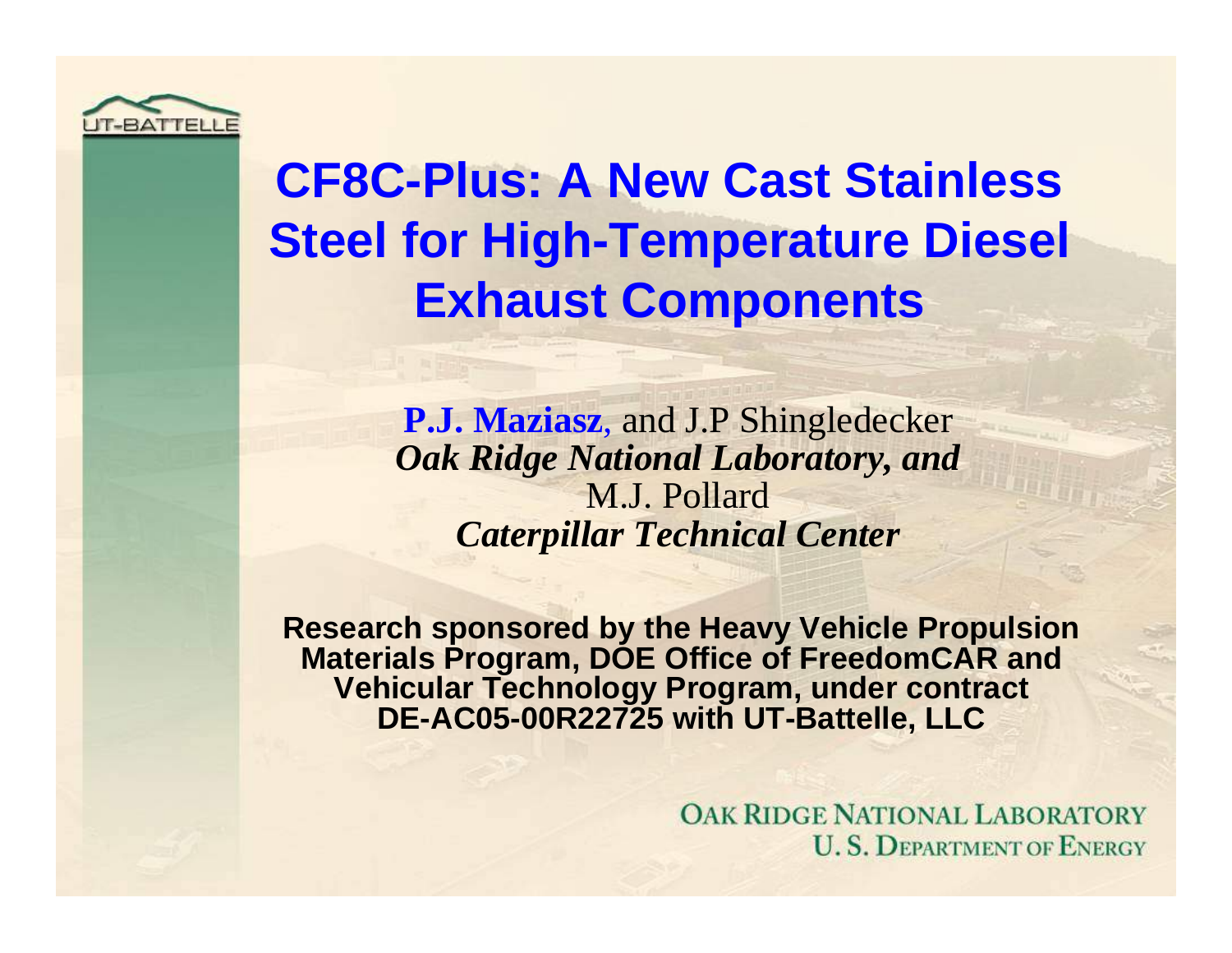# CF8C-Plus: A New Cast Stainless Steel for High-Temperature Diesel Exhaust Components

**P.J. Maziasz**, and J.P Shingledecker
***Oak Ridge National Laboratory, and***
M.J. Pollard
***Caterpillar Technical Center***

**Research sponsored by the Heavy Vehicle Propulsion Materials Program, DOE Office of FreedomCAR and Vehicular Technology Program, under contract DE-AC05-00R22725 with UT-Battelle, LLC**

OAK RIDGE NATIONAL LABORATORY
U. S. DEPARTMENT OF ENERGY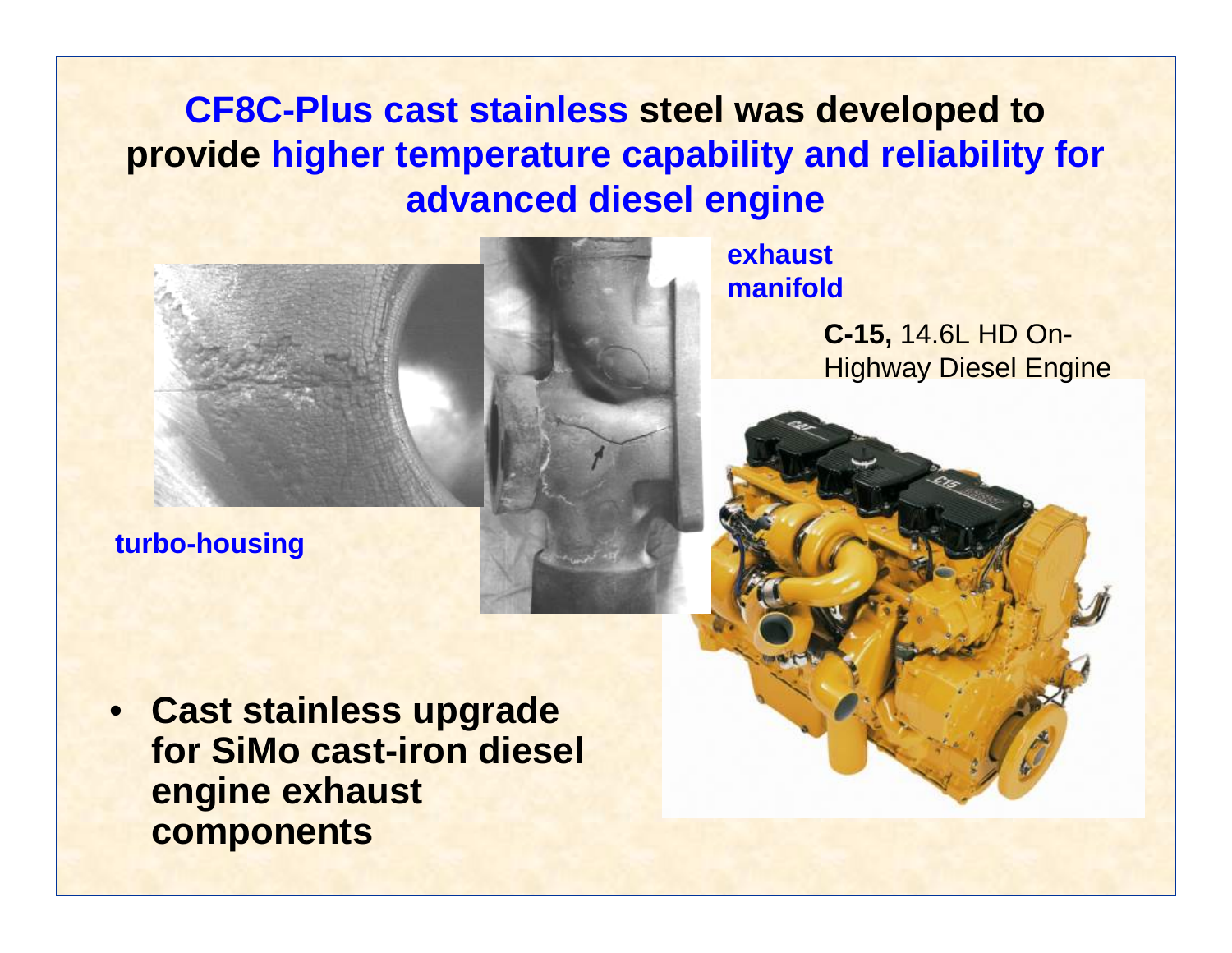# CF8C-Plus cast stainless steel was developed to provide higher temperature capability and reliability for advanced diesel engine

exhaust manifold

**C-15,** 14.6L HD On-Highway Diesel Engine

turbo-housing

- **Cast stainless upgrade for SiMo cast-iron diesel engine exhaust components**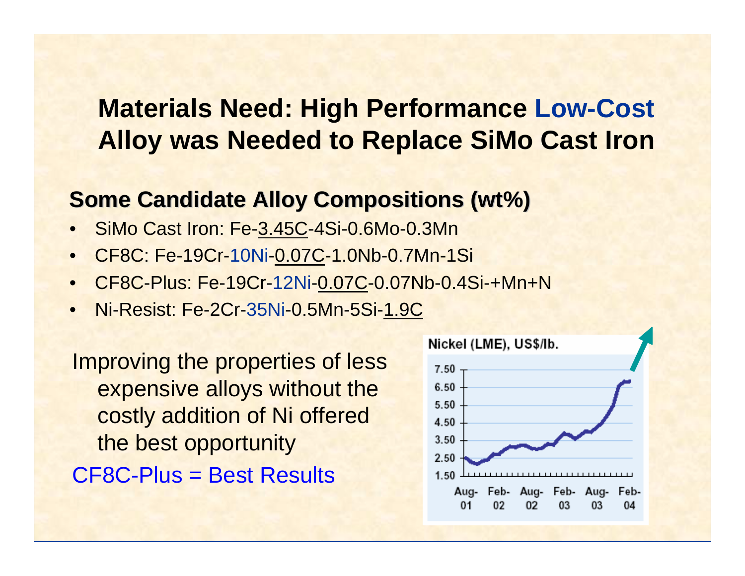# Materials Need: High Performance Low-Cost Alloy was Needed to Replace SiMo Cast Iron

## Some Candidate Alloy Compositions (wt%)

- SiMo Cast Iron: Fe-3.45C-4Si-0.6Mo-0.3Mn
- CF8C: Fe-19Cr-10Ni-0.07C-1.0Nb-0.7Mn-1Si
- CF8C-Plus: Fe-19Cr-12Ni-0.07C-0.07Nb-0.4Si-+Mn+N
- Ni-Resist: Fe-2Cr-35Ni-0.5Mn-5Si-1.9C

Improving the properties of less expensive alloys without the costly addition of Ni offered the best opportunity

CF8C-Plus = Best Results

Nickel (LME), US$/lb.

7.50
6.50
5.50
4.50
3.50
2.50
1.50

Aug-01 Feb-02 Aug-02 Feb-03 Aug-03 Feb-04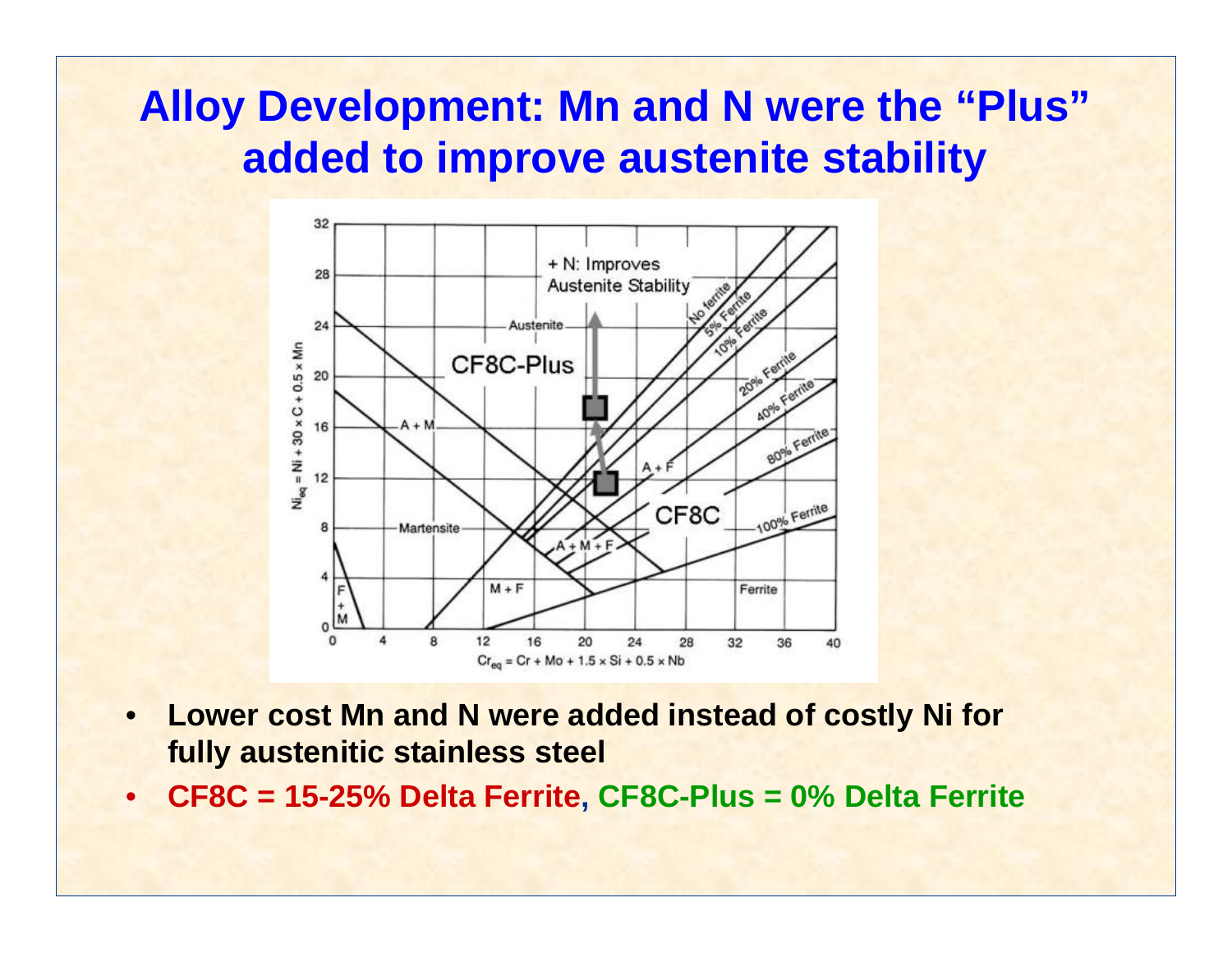# Alloy Development: Mn and N were the "Plus" added to improve austenite stability

- **Lower cost Mn and N were added instead of costly Ni for fully austenitic stainless steel**
- **CF8C = 15-25% Delta Ferrite, CF8C-Plus = 0% Delta Ferrite**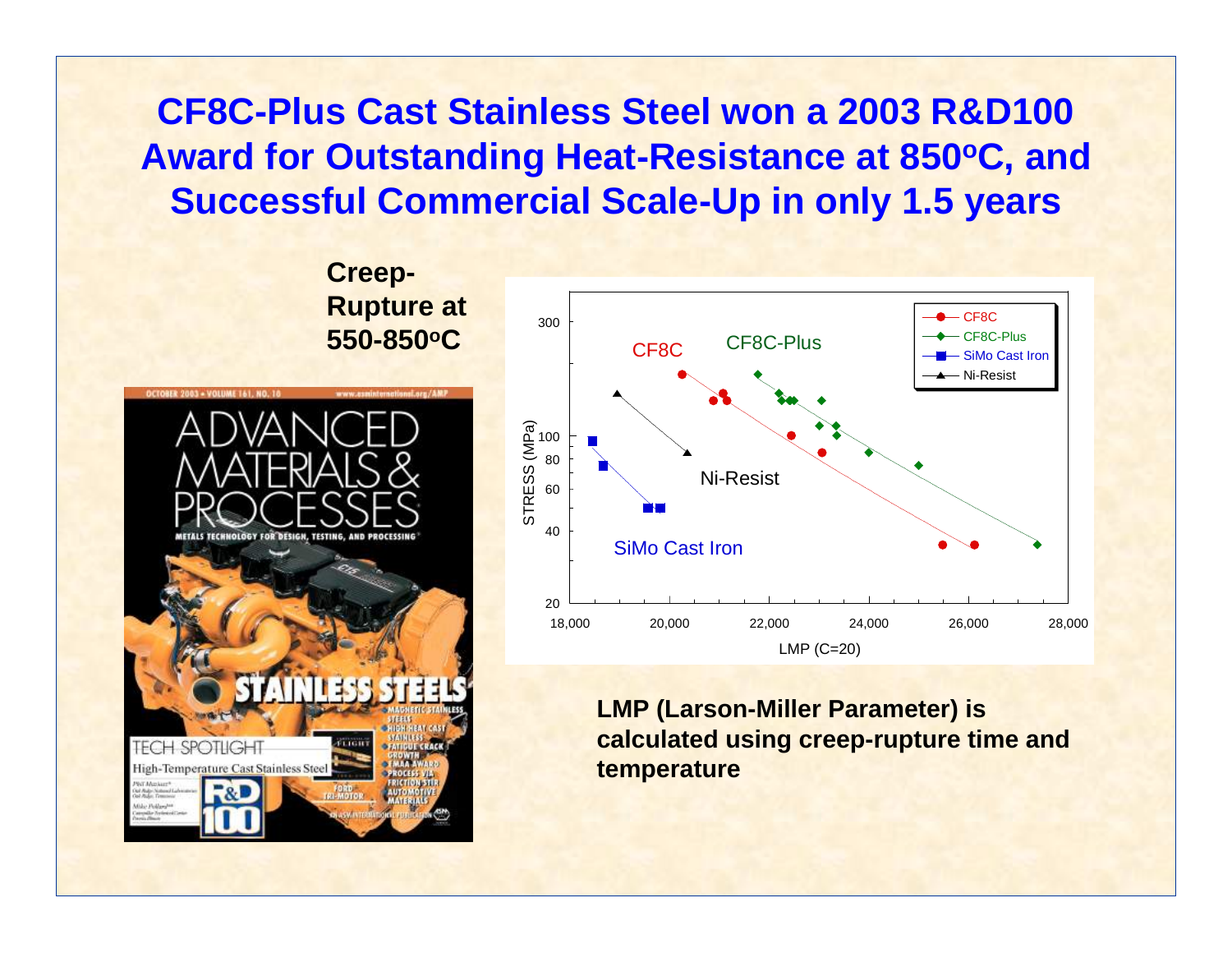# CF8C-Plus Cast Stainless Steel won a 2003 R&D100 Award for Outstanding Heat-Resistance at 850°C, and Successful Commercial Scale-Up in only 1.5 years

**Creep-Rupture at 550-850°C**

**LMP (Larson-Miller Parameter) is calculated using creep-rupture time and temperature**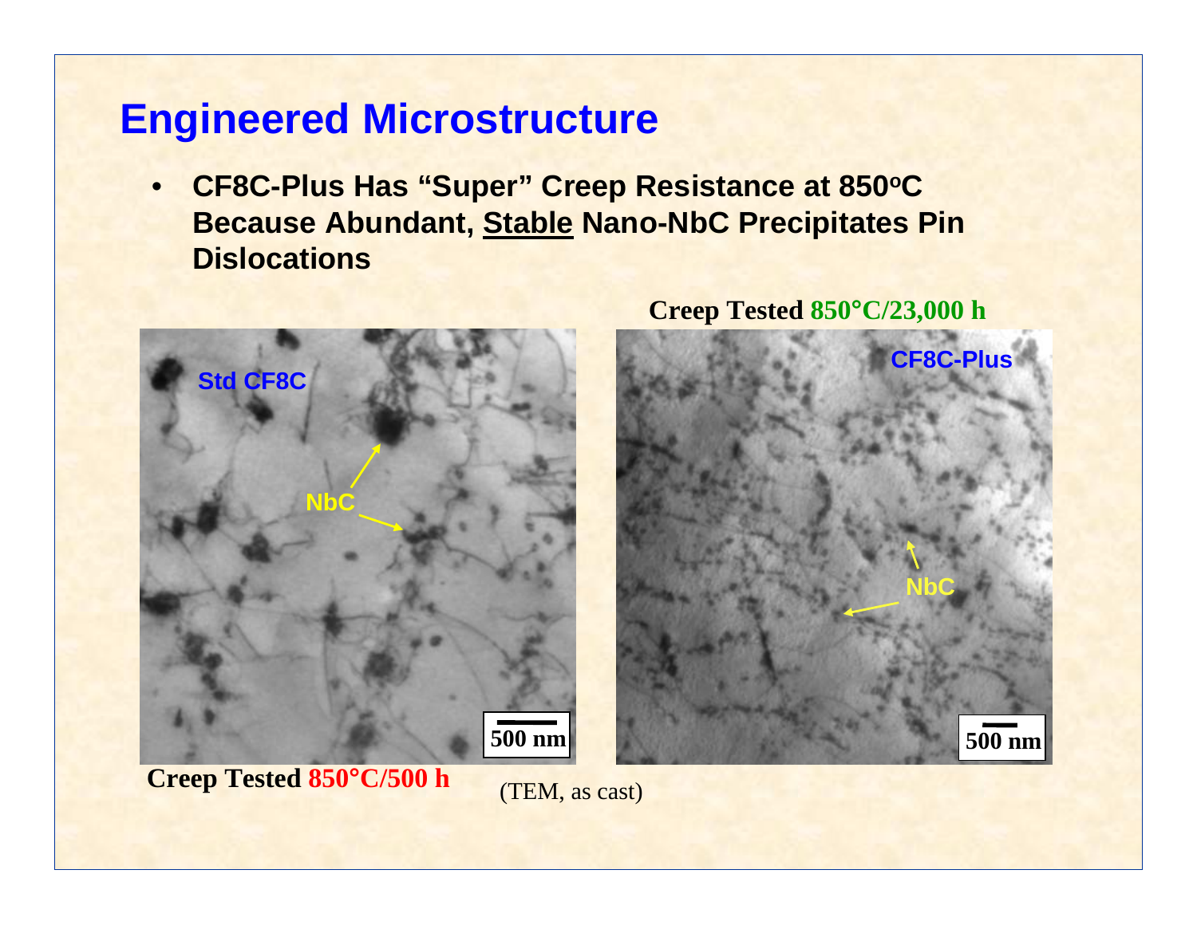# Engineered Microstructure

- **CF8C-Plus Has "Super" Creep Resistance at 850°C Because Abundant, <u>Stable</u> Nano-NbC Precipitates Pin Dislocations**

**Creep Tested 850°C/23,000 h**

Std CF8C

NbC

500 nm

CF8C-Plus

NbC

500 nm

**Creep Tested 850°C/500 h**

(TEM, as cast)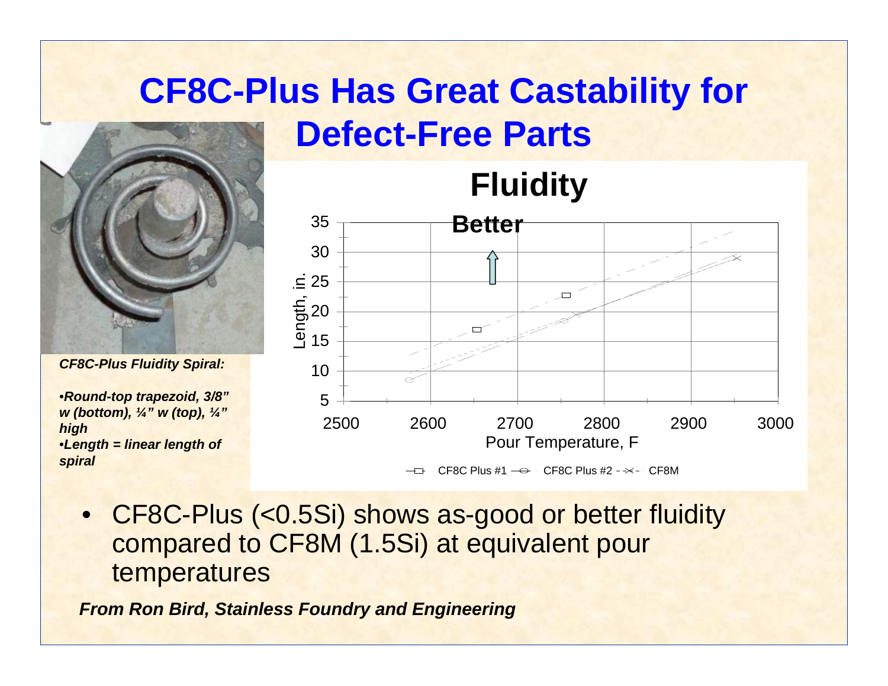# CF8C-Plus Has Great Castability for Defect-Free Parts

***CF8C-Plus Fluidity Spiral:***

- ***Round-top trapezoid, 3/8" w (bottom), ¼" w (top), ¼" high***
- ***Length = linear length of spiral***

**Fluidity**

Better

Length, in.

Pour Temperature, F

CF8C Plus #1 CF8C Plus #2 CF8M

- CF8C-Plus (<0.5Si) shows as-good or better fluidity compared to CF8M (1.5Si) at equivalent pour temperatures

***From Ron Bird, Stainless Foundry and Engineering***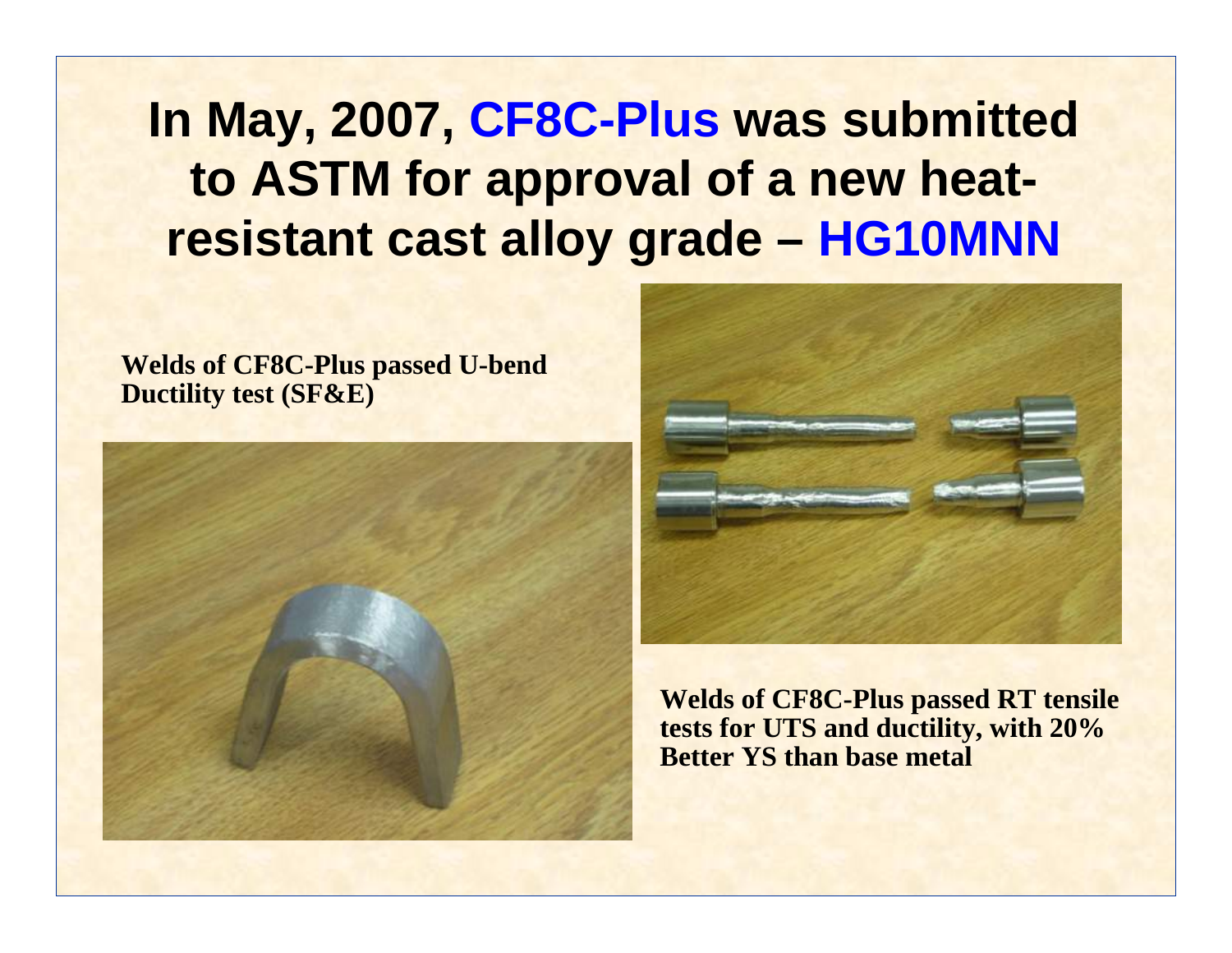# In May, 2007, CF8C-Plus was submitted to ASTM for approval of a new heat-resistant cast alloy grade – HG10MNN

**Welds of CF8C-Plus passed U-bend Ductility test (SF&E)**

**Welds of CF8C-Plus passed RT tensile tests for UTS and ductility, with 20% Better YS than base metal**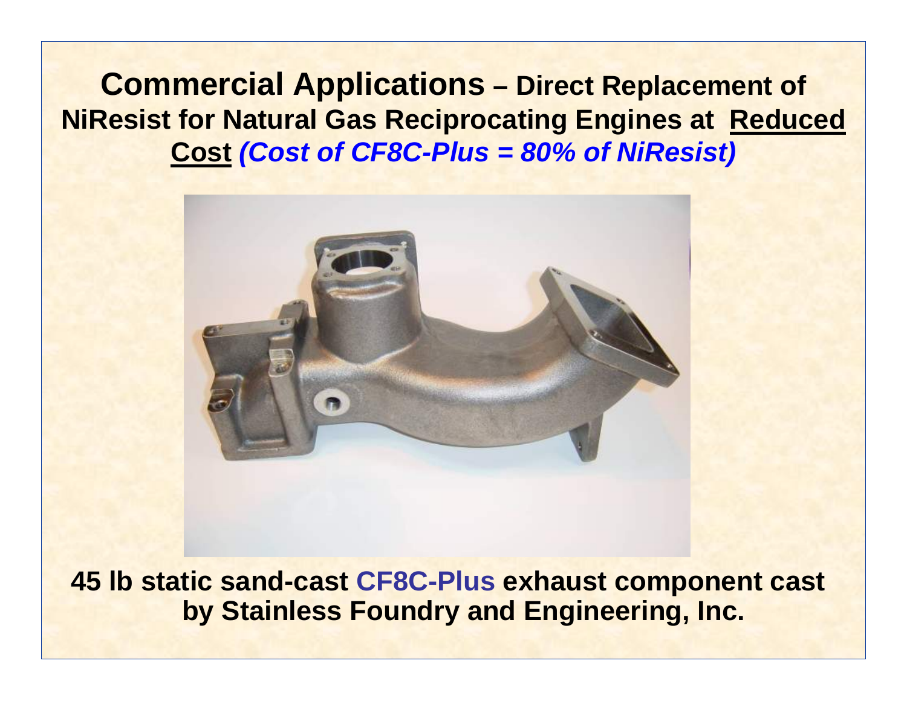## **Commercial Applications** – Direct Replacement of NiResist for Natural Gas Reciprocating Engines at <u>Reduced Cost</u> *(Cost of CF8C-Plus = 80% of NiResist)*

**45 lb static sand-cast CF8C-Plus exhaust component cast by Stainless Foundry and Engineering, Inc.**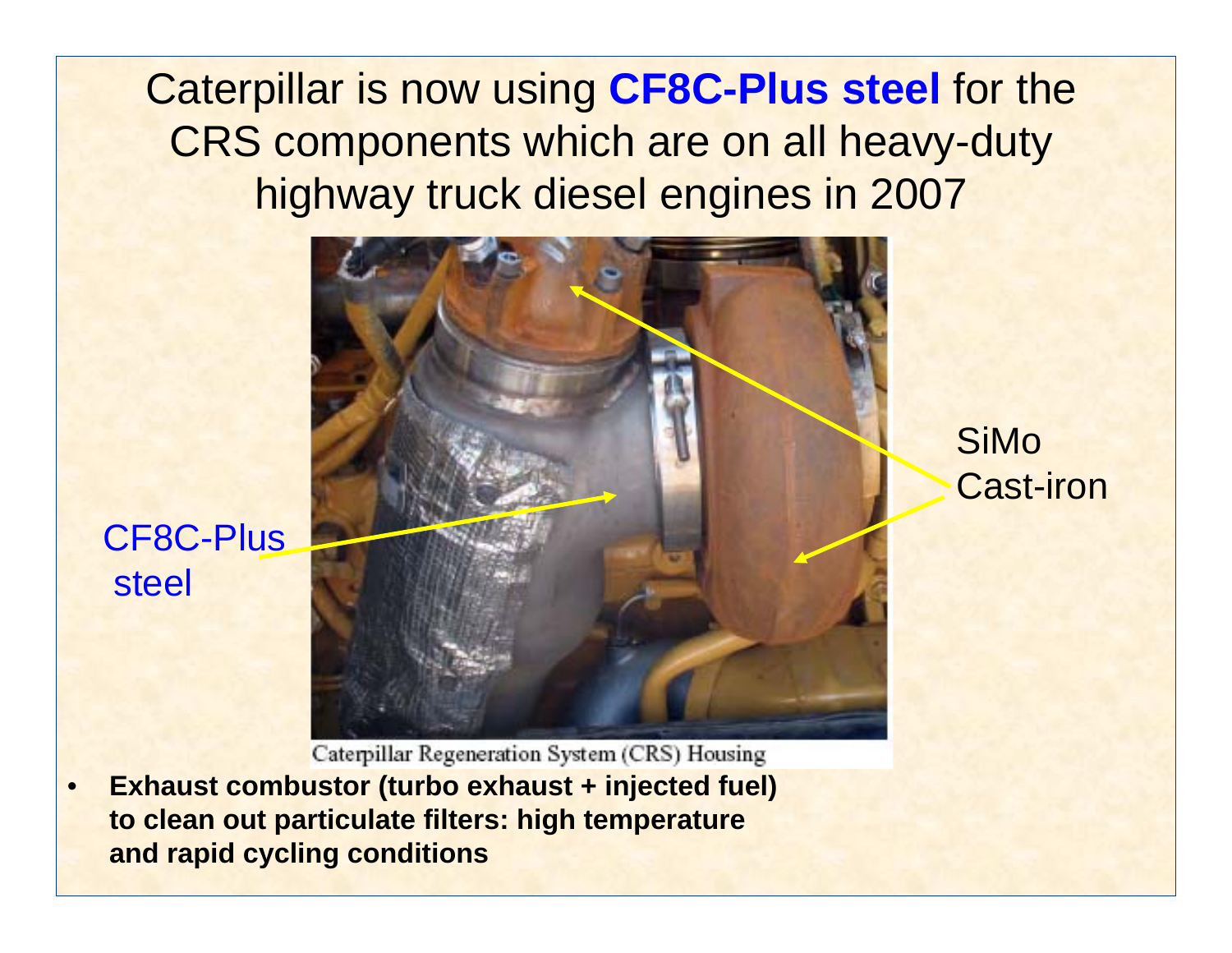# Caterpillar is now using **CF8C-Plus steel** for the CRS components which are on all heavy-duty highway truck diesel engines in 2007

CF8C-Plus steel

SiMo Cast-iron

Caterpillar Regeneration System (CRS) Housing

- **Exhaust combustor (turbo exhaust + injected fuel) to clean out particulate filters: high temperature and rapid cycling conditions**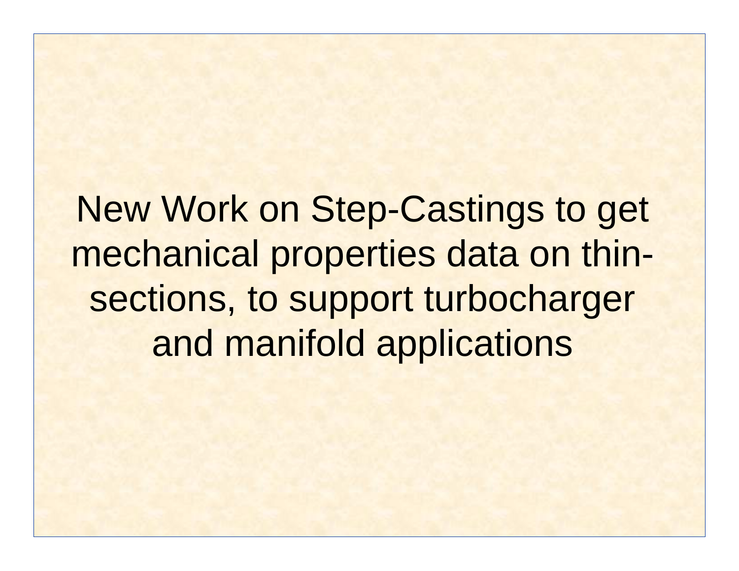# New Work on Step-Castings to get mechanical properties data on thin-sections, to support turbocharger and manifold applications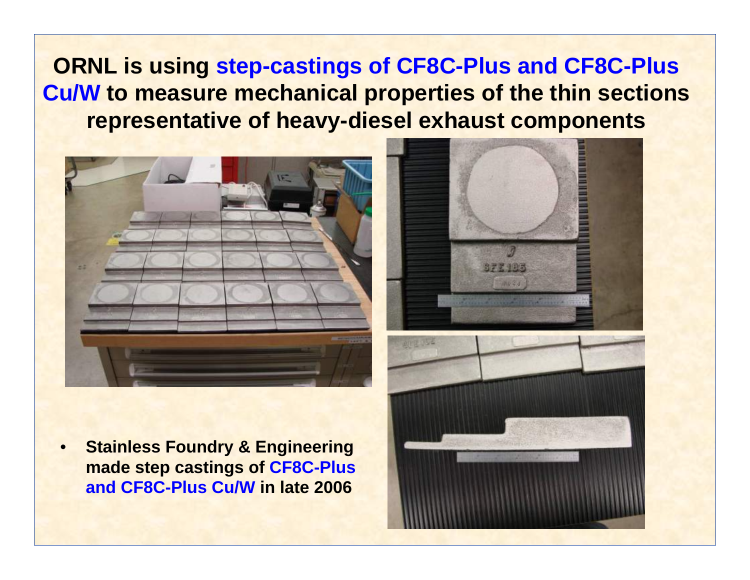# ORNL is using step-castings of CF8C-Plus and CF8C-Plus Cu/W to measure mechanical properties of the thin sections representative of heavy-diesel exhaust components

- **Stainless Foundry & Engineering made step castings of CF8C-Plus and CF8C-Plus Cu/W in late 2006**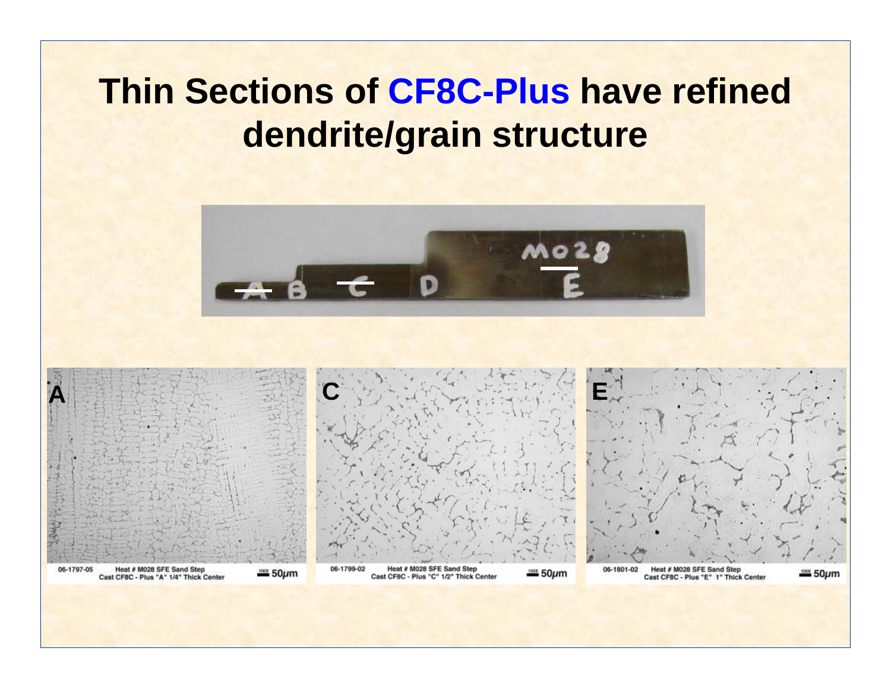# Thin Sections of CF8C-Plus have refined dendrite/grain structure

A

06-1797-05 Heat # M028 SFE Sand Step Cast CF8C - Plus "A" 1/4" Thick Center 100X 50μm

C

06-1799-02 Heat # M028 SFE Sand Step Cast CF8C - Plus "C" 1/2" Thick Center 100X 50μm

E

06-1801-02 Heat # M028 SFE Sand Step Cast CF8C - Plus "E" 1" Thick Center 100X 50μm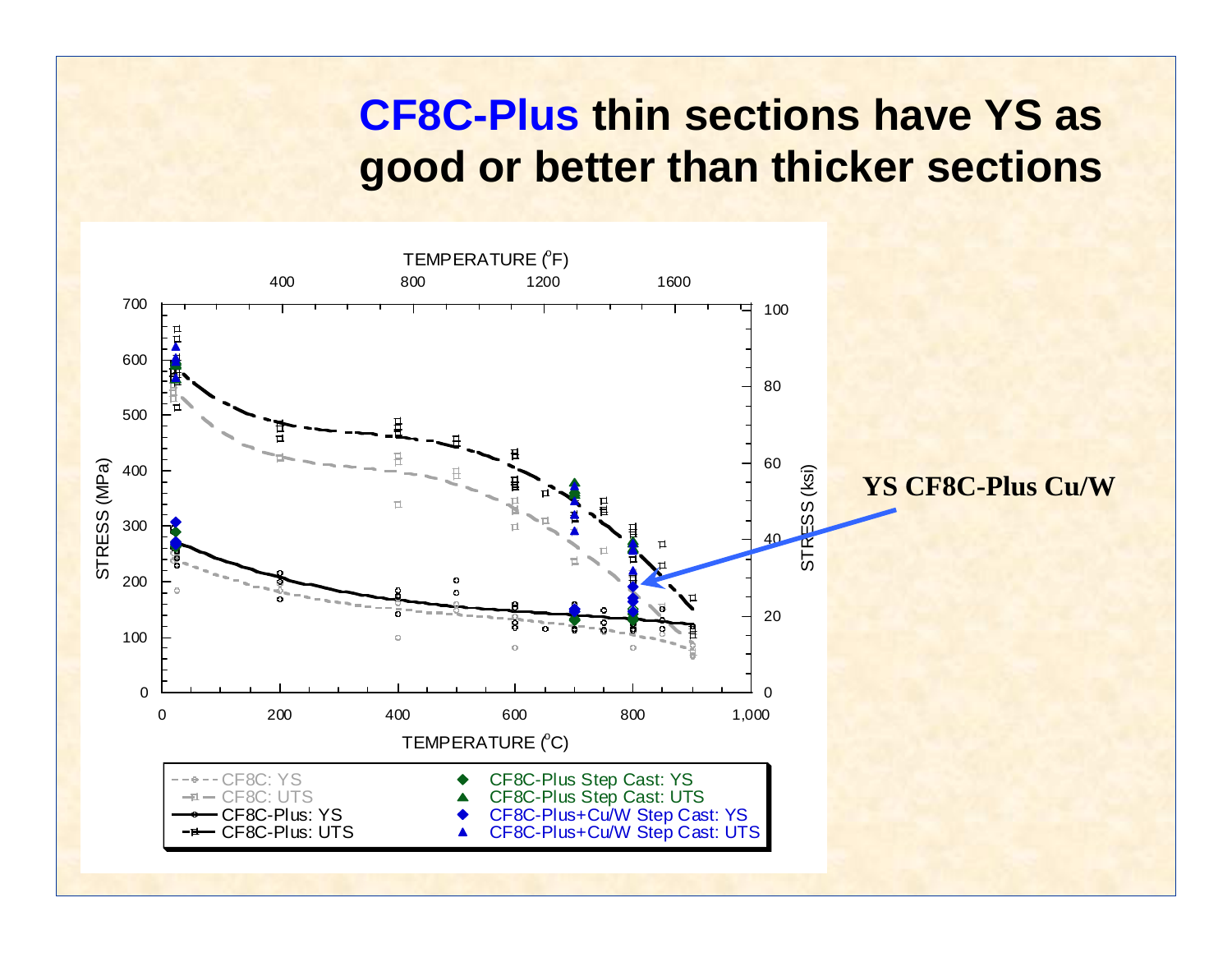# CF8C-Plus thin sections have YS as good or better than thicker sections

TEMPERATURE (°F): 400, 800, 1200, 1600

STRESS (MPa): 0, 100, 200, 300, 400, 500, 600, 700

STRESS (ksi): 0, 20, 40, 60, 80, 100

TEMPERATURE (°C): 0, 200, 400, 600, 800, 1,000

- CF8C: YS
- CF8C: UTS
- CF8C-Plus: YS
- CF8C-Plus: UTS
- CF8C-Plus Step Cast: YS
- CF8C-Plus Step Cast: UTS
- CF8C-Plus+Cu/W Step Cast: YS
- CF8C-Plus+Cu/W Step Cast: UTS

**YS CF8C-Plus Cu/W**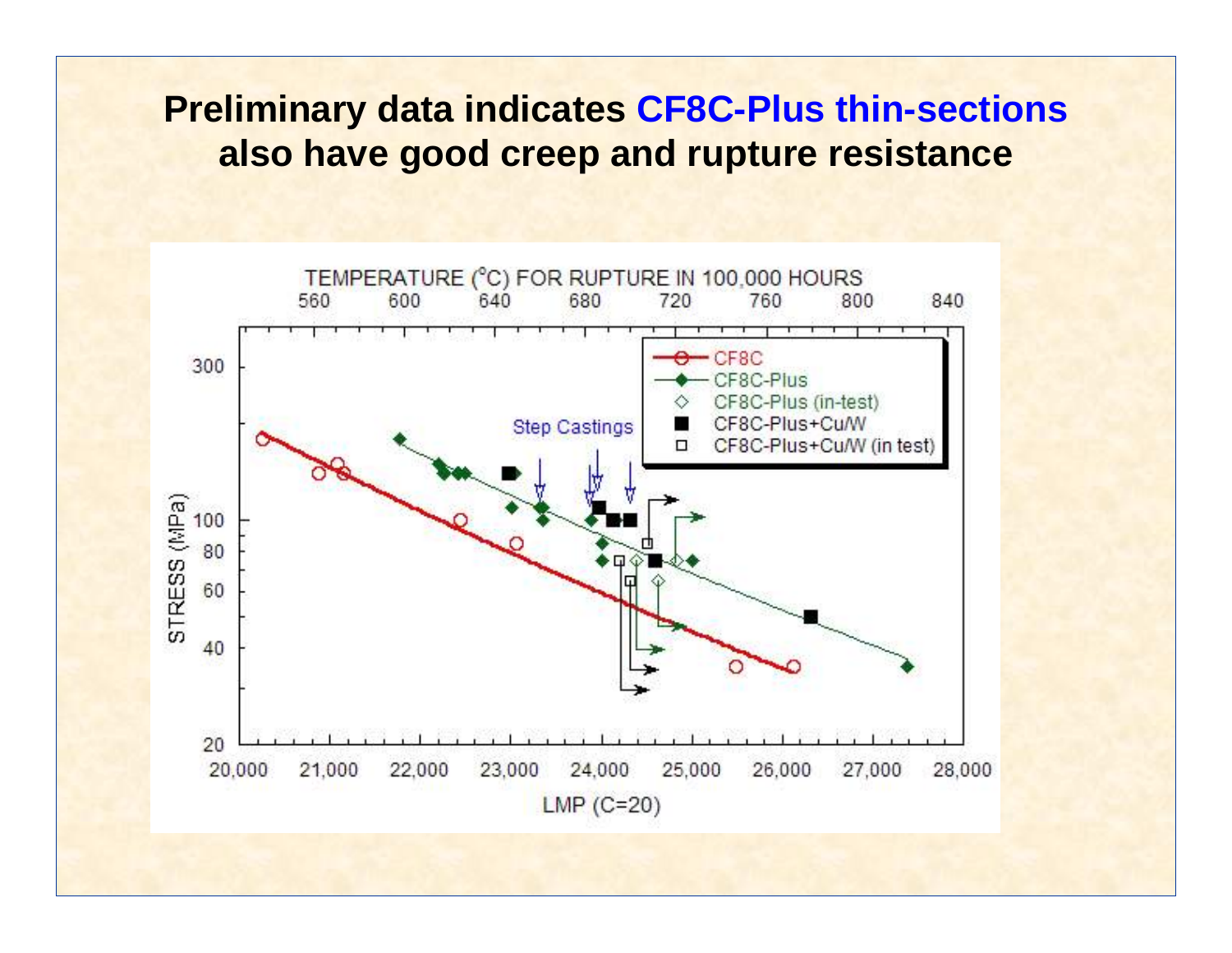# Preliminary data indicates CF8C-Plus thin-sections also have good creep and rupture resistance

TEMPERATURE (°C) FOR RUPTURE IN 100,000 HOURS

560 600 640 680 720 760 800 840

Legend:
- CF8C
- CF8C-Plus
- CF8C-Plus (in-test)
- CF8C-Plus+Cu/W
- CF8C-Plus+Cu/W (in test)

Step Castings

STRESS (MPa): 20, 40, 60, 80, 100, 300

LMP (C=20): 20,000 21,000 22,000 23,000 24,000 25,000 26,000 27,000 28,000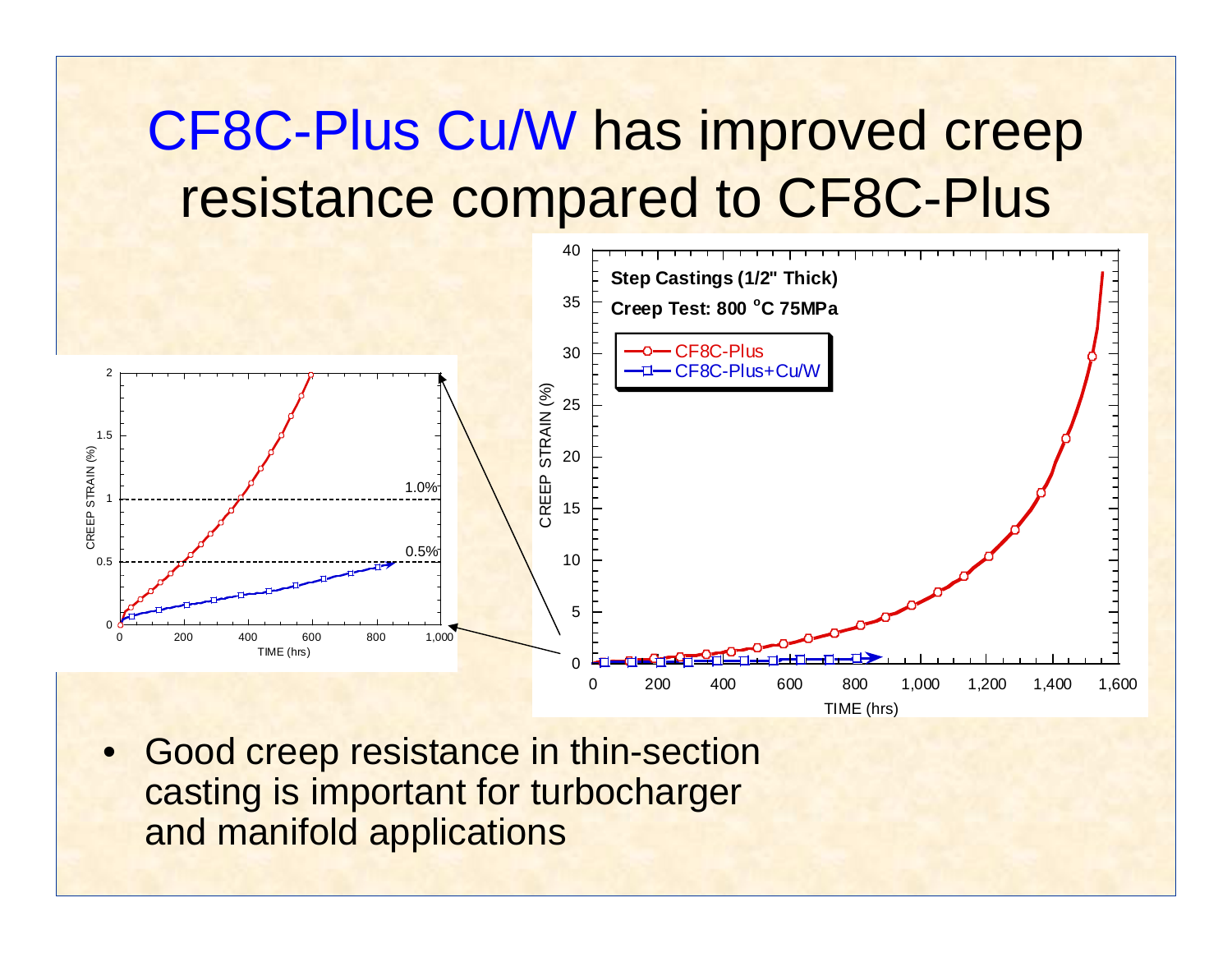# CF8C-Plus Cu/W has improved creep resistance compared to CF8C-Plus

- Good creep resistance in thin-section casting is important for turbocharger and manifold applications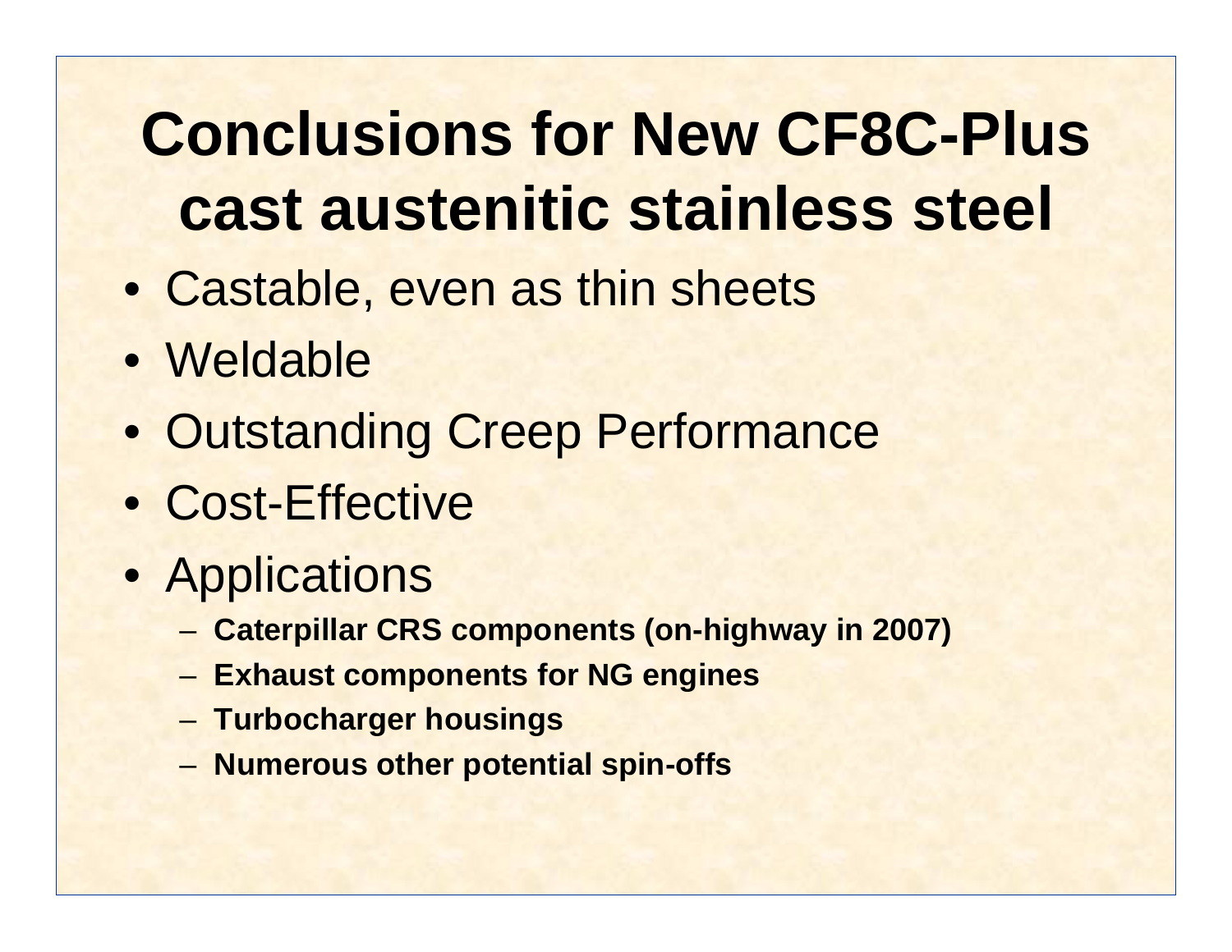# Conclusions for New CF8C-Plus cast austenitic stainless steel

- Castable, even as thin sheets
- Weldable
- Outstanding Creep Performance
- Cost-Effective
- Applications
  - **Caterpillar CRS components (on-highway in 2007)**
  - **Exhaust components for NG engines**
  - **Turbocharger housings**
  - **Numerous other potential spin-offs**